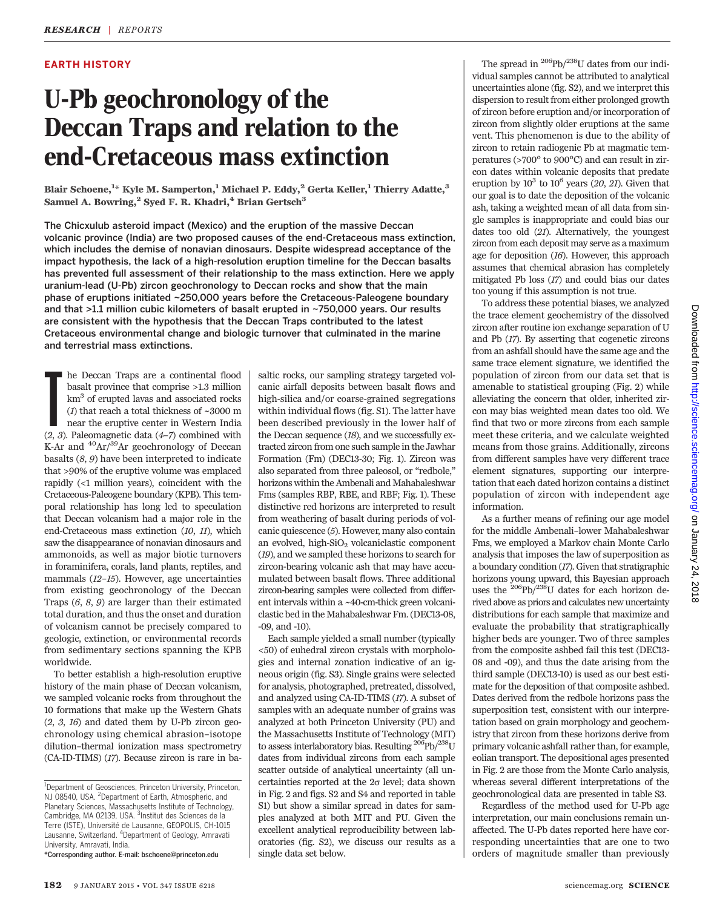EARTH HISTORY

# U-Pb geochronology of the Deccan Traps and relation to the end-Cretaceous mass extinction

**Blair Schoene,[1]* Kyle M. Samperton,[1] Michael P. Eddy,[2] Gerta Keller,[1] Thierry Adatte,[3] Samuel A. Bowring,[2] Syed F. R. Khadri,[4] Brian Gertsch[3]**

**The Chicxulub asteroid impact (Mexico) and the eruption of the massive Deccan volcanic province (India) are two proposed causes of the end-Cretaceous mass extinction, which includes the demise of nonavian dinosaurs. Despite widespread acceptance of the impact hypothesis, the lack of a high-resolution eruption timeline for the Deccan basalts has prevented full assessment of their relationship to the mass extinction. Here we apply uranium-lead (U-Pb) zircon geochronology to Deccan rocks and show that the main phase of eruptions initiated ~250,000 years before the Cretaceous-Paleogene boundary and that >1.1 million cubic kilometers of basalt erupted in ~750,000 years. Our results are consistent with the hypothesis that the Deccan Traps contributed to the latest Cretaceous environmental change and biologic turnover that culminated in the marine and terrestrial mass extinctions.**

The Deccan Traps are a continental flood basalt province that comprise >1.3 million km$^3$ of erupted lavas and associated rocks (*1*) that reach a total thickness of ~3000 m near the eruptive center in Western India (*2*, *3*). Paleomagnetic data (*4*–*7*) combined with K-Ar and $^{40}$Ar/$^{39}$Ar geochronology of Deccan basalts (*8*, *9*) have been interpreted to indicate that >90% of the eruptive volume was emplaced rapidly (<1 million years), coincident with the Cretaceous-Paleogene boundary (KPB). This temporal relationship has long led to speculation that Deccan volcanism had a major role in the end-Cretaceous mass extinction (*10*, *11*), which saw the disappearance of nonavian dinosaurs and ammonoids, as well as major biotic turnovers in foraminifera, corals, land plants, reptiles, and mammals (*12*–*15*). However, age uncertainties from existing geochronology of the Deccan Traps (*6*, *8*, *9*) are larger than their estimated total duration, and thus the onset and duration of volcanism cannot be precisely compared to geologic, extinction, or environmental records from sedimentary sections spanning the KPB worldwide.

To better establish a high-resolution eruptive history of the main phase of Deccan volcanism, we sampled volcanic rocks from throughout the 10 formations that make up the Western Ghats (*2*, *3*, *16*) and dated them by U-Pb zircon geochronology using chemical abrasion–isotope dilution–thermal ionization mass spectrometry (CA-ID-TIMS) (*17*). Because zircon is rare in basaltic rocks, our sampling strategy targeted volcanic airfall deposits between basalt flows and high-silica and/or coarse-grained segregations within individual flows (fig. S1). The latter have been described previously in the lower half of the Deccan sequence (*18*), and we successfully extracted zircon from one such sample in the Jawhar Formation (Fm) (DEC13-30; Fig. 1). Zircon was also separated from three paleosol, or "redbole," horizons within the Ambenali and Mahabaleshwar Fms (samples RBP, RBE, and RBF; Fig. 1). These distinctive red horizons are interpreted to result from weathering of basalt during periods of volcanic quiescence (*5*). However, many also contain an evolved, high-SiO$_2$ volcaniclastic component (*19*), and we sampled these horizons to search for zircon-bearing volcanic ash that may have accumulated between basalt flows. Three additional zircon-bearing samples were collected from different intervals within a ~40-cm-thick green volcaniclastic bed in the Mahabaleshwar Fm. (DEC13-08, -09, and -10).

Each sample yielded a small number (typically <50) of euhedral zircon crystals with morphologies and internal zonation indicative of an igneous origin (fig. S3). Single grains were selected for analysis, photographed, pretreated, dissolved, and analyzed using CA-ID-TIMS (*17*). A subset of samples with an adequate number of grains was analyzed at both Princeton University (PU) and the Massachusetts Institute of Technology (MIT) to assess interlaboratory bias. Resulting $^{206}$Pb/$^{238}$U dates from individual zircons from each sample scatter outside of analytical uncertainty (all uncertainties reported at the 2σ level; data shown in Fig. 2 and figs. S2 and S4 and reported in table S1) but show a similar spread in dates for samples analyzed at both MIT and PU. Given the excellent analytical reproducibility between laboratories (fig. S2), we discuss our results as a single data set below.

The spread in $^{206}$Pb/$^{238}$U dates from our individual samples cannot be attributed to analytical uncertainties alone (fig. S2), and we interpret this dispersion to result from either prolonged growth of zircon before eruption and/or incorporation of zircon from slightly older eruptions at the same vent. This phenomenon is due to the ability of zircon to retain radiogenic Pb at magmatic temperatures (>700° to 900°C) and can result in zircon dates within volcanic deposits that predate eruption by 10$^3$ to 10$^6$ years (*20*, *21*). Given that our goal is to date the deposition of the volcanic ash, taking a weighted mean of all data from single samples is inappropriate and could bias our dates too old (*21*). Alternatively, the youngest zircon from each deposit may serve as a maximum age for deposition (*16*). However, this approach assumes that chemical abrasion has completely mitigated Pb loss (*17*) and could bias our dates too young if this assumption is not true.

To address these potential biases, we analyzed the trace element geochemistry of the dissolved zircon after routine ion exchange separation of U and Pb (*17*). By asserting that cogenetic zircons from an ashfall should have the same age and the same trace element signature, we identified the population of zircon from our data set that is amenable to statistical grouping (Fig. 2) while alleviating the concern that older, inherited zircon may bias weighted mean dates too old. We find that two or more zircons from each sample meet these criteria, and we calculate weighted means from those grains. Additionally, zircons from different samples have very different trace element signatures, supporting our interpretation that each dated horizon contains a distinct population of zircon with independent age information.

As a further means of refining our age model for the middle Ambenali–lower Mahabaleshwar Fms, we employed a Markov chain Monte Carlo analysis that imposes the law of superposition as a boundary condition (*17*). Given that stratigraphic horizons young upward, this Bayesian approach uses the $^{206}$Pb/$^{238}$U dates for each horizon derived above as priors and calculates new uncertainty distributions for each sample that maximize and evaluate the probability that stratigraphically higher beds are younger. Two of three samples from the composite ashbed fail this test (DEC13-08 and -09), and thus the date arising from the third sample (DEC13-10) is used as our best estimate for the deposition of that composite ashbed. Dates derived from the redbole horizons pass the superposition test, consistent with our interpretation based on grain morphology and geochemistry that zircon from these horizons derive from primary volcanic ashfall rather than, for example, eolian transport. The depositional ages presented in Fig. 2 are those from the Monte Carlo analysis, whereas several different interpretations of the geochronological data are presented in table S3.

Regardless of the method used for U-Pb age interpretation, our main conclusions remain unaffected. The U-Pb dates reported here have corresponding uncertainties that are one to two orders of magnitude smaller than previously

[1]Department of Geosciences, Princeton University, Princeton, NJ 08540, USA. [2]Department of Earth, Atmospheric, and Planetary Sciences, Massachusetts Institute of Technology, Cambridge, MA 02139, USA. [3]Institut des Sciences de la Terre (ISTE), Université de Lausanne, GEOPOLIS, CH-1015 Lausanne, Switzerland. [4]Department of Geology, Amravati University, Amravati, India.
*Corresponding author. E-mail: bschoene@princeton.edu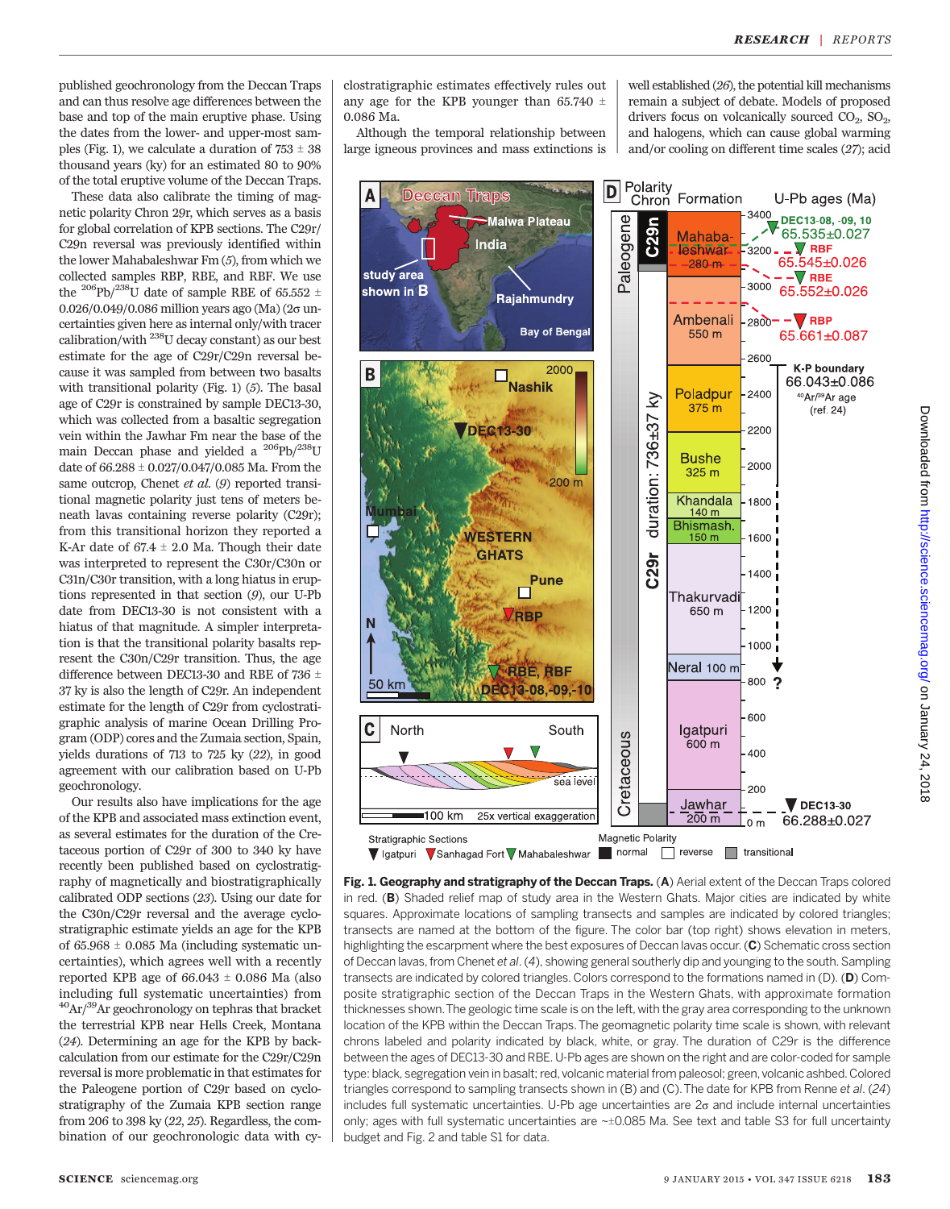published geochronology from the Deccan Traps and can thus resolve age differences between the base and top of the main eruptive phase. Using the dates from the lower- and upper-most samples (Fig. 1), we calculate a duration of 753 ± 38 thousand years (ky) for an estimated 80 to 90% of the total eruptive volume of the Deccan Traps.

These data also calibrate the timing of magnetic polarity Chron 29r, which serves as a basis for global correlation of KPB sections. The C29r/C29n reversal was previously identified within the lower Mahabaleshwar Fm (5), from which we collected samples RBP, RBE, and RBF. We use the $^{206}Pb/^{238}U$ date of sample RBE of 65.552 ± 0.026/0.049/0.086 million years ago (Ma) (2σ uncertainties given here as internal only/with tracer calibration/with $^{238}U$ decay constant) as our best estimate for the age of C29r/C29n reversal because it was sampled from between two basalts with transitional polarity (Fig. 1) (5). The basal age of C29r is constrained by sample DEC13-30, which was collected from a basaltic segregation vein within the Jawhar Fm near the base of the main Deccan phase and yielded a $^{206}Pb/^{238}U$ date of 66.288 ± 0.027/0.047/0.085 Ma. From the same outcrop, Chenet *et al.* (9) reported transitional magnetic polarity just tens of meters beneath lavas containing reverse polarity (C29r); from this transitional horizon they reported a K-Ar date of 67.4 ± 2.0 Ma. Though their date was interpreted to represent the C30r/C30n or C31n/C30r transition, with a long hiatus in eruptions represented in that section (9), our U-Pb date from DEC13-30 is not consistent with a hiatus of that magnitude. A simpler interpretation is that the transitional polarity basalts represent the C30n/C29r transition. Thus, the age difference between DEC13-30 and RBE of 736 ± 37 ky is also the length of C29r. An independent estimate for the length of C29r from cyclostratigraphic analysis of marine Ocean Drilling Program (ODP) cores and the Zumaia section, Spain, yields durations of 713 to 725 ky (22), in good agreement with our calibration based on U-Pb geochronology.

Our results also have implications for the age of the KPB and associated mass extinction event, as several estimates for the duration of the Cretaceous portion of C29r of 300 to 340 ky have recently been published based on cyclostratigraphy of magnetically and biostratigraphically calibrated ODP sections (23). Using our date for the C30n/C29r reversal and the average cyclostratigraphic estimate yields an age for the KPB of 65.968 ± 0.085 Ma (including systematic uncertainties), which agrees well with a recently reported KPB age of 66.043 ± 0.086 Ma (also including full systematic uncertainties) from $^{40}Ar/^{39}Ar$ geochronology on tephras that bracket the terrestrial KPB near Hells Creek, Montana (24). Determining an age for the KPB by back-calculation from our estimate for the C29r/C29n reversal is more problematic in that estimates for the Paleogene portion of C29r based on cyclostratigraphy of the Zumaia KPB section range from 206 to 398 ky (22, 25). Regardless, the combination of our geochronologic data with cyclostratigraphic estimates effectively rules out any age for the KPB younger than 65.740 ± 0.086 Ma.

Although the temporal relationship between large igneous provinces and mass extinctions is well established (26), the potential kill mechanisms remain a subject of debate. Models of proposed drivers focus on volcanically sourced $CO_2$, $SO_2$, and halogens, which can cause global warming and/or cooling on different time scales (27); acid

**Fig. 1. Geography and stratigraphy of the Deccan Traps.** (**A**) Aerial extent of the Deccan Traps colored in red. (**B**) Shaded relief map of study area in the Western Ghats. Major cities are indicated by white squares. Approximate locations of sampling transects and samples are indicated by colored triangles; transects are named at the bottom of the figure. The color bar (top right) shows elevation in meters, highlighting the escarpment where the best exposures of Deccan lavas occur. (**C**) Schematic cross section of Deccan lavas, from Chenet *et al.* (4), showing general southerly dip and younging to the south. Sampling transects are indicated by colored triangles. Colors correspond to the formations named in (D). (**D**) Composite stratigraphic section of the Deccan Traps in the Western Ghats, with approximate formation thicknesses shown. The geologic time scale is on the left, with the gray area corresponding to the unknown location of the KPB within the Deccan Traps. The geomagnetic polarity time scale is shown, with relevant chrons labeled and polarity indicated by black, white, or gray. The duration of C29r is the difference between the ages of DEC13-30 and RBE. U-Pb ages are shown on the right and are color-coded for sample type: black, segregation vein in basalt; red, volcanic material from paleosol; green, volcanic ashbed. Colored triangles correspond to sampling transects shown in (B) and (C). The date for KPB from Renne *et al.* (24) includes full systematic uncertainties. U-Pb age uncertainties are 2σ and include internal uncertainties only; ages with full systematic uncertainties are ~±0.085 Ma. See text and table S3 for full uncertainty budget and Fig. 2 and table S1 for data.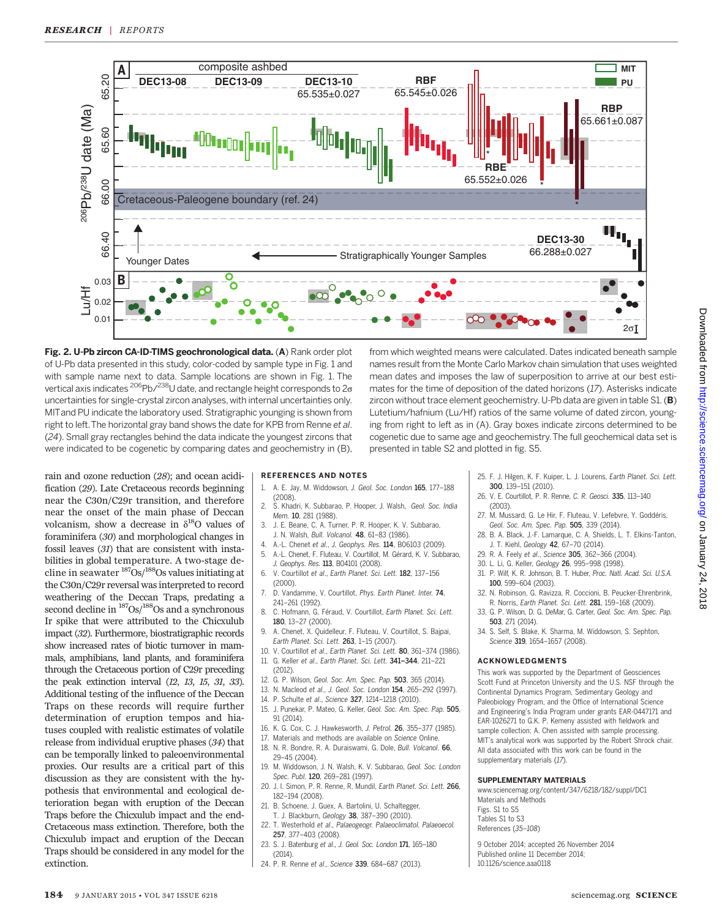**Fig. 2. U-Pb zircon CA-ID-TIMS geochronological data.** (**A**) Rank order plot of U-Pb data presented in this study, color-coded by sample type in Fig. 1 and with sample name next to data. Sample locations are shown in Fig. 1. The vertical axis indicates $^{206}$Pb/$^{238}$U date, and rectangle height corresponds to 2$\sigma$ uncertainties for single-crystal zircon analyses, with internal uncertainties only. MIT and PU indicate the laboratory used. Stratigraphic younging is shown from right to left. The horizontal gray band shows the date for KPB from Renne *et al.* (*24*). Small gray rectangles behind the data indicate the youngest zircons that were indicated to be cogenetic by comparing dates and geochemistry in (B), from which weighted means were calculated. Dates indicated beneath sample names result from the Monte Carlo Markov chain simulation that uses weighted mean dates and imposes the law of superposition to arrive at our best estimates for the time of deposition of the dated horizons (*17*). Asterisks indicate zircon without trace element geochemistry. U-Pb data are given in table S1. (**B**) Lutetium/hafnium (Lu/Hf) ratios of the same volume of dated zircon, younging from right to left as in (A). Gray boxes indicate zircons determined to be cogenetic due to same age and geochemistry. The full geochemical data set is presented in table S2 and plotted in fig. S5.

rain and ozone reduction (*28*); and ocean acidification (*29*). Late Cretaceous records beginning near the C30n/C29r transition, and therefore near the onset of the main phase of Deccan volcanism, show a decrease in $\delta^{18}$O values of foraminifera (*30*) and morphological changes in fossil leaves (*31*) that are consistent with instabilities in global temperature. A two-stage decline in seawater $^{187}$Os/$^{188}$Os values initiating at the C30n/C29r reversal was interpreted to record weathering of the Deccan Traps, predating a second decline in $^{187}$Os/$^{188}$Os and a synchronous Ir spike that were attributed to the Chicxulub impact (*32*). Furthermore, biostratigraphic records show increased rates of biotic turnover in mammals, amphibians, land plants, and foraminifera through the Cretaceous portion of C29r preceding the peak extinction interval (*12*, *13*, *15*, *31*, *33*). Additional testing of the influence of the Deccan Traps on these records will require further determination of eruption tempos and hiatuses coupled with realistic estimates of volatile release from individual eruptive phases (*34*) that can be temporally linked to paleoenvironmental proxies. Our results are a critical part of this discussion as they are consistent with the hypothesis that environmental and ecological deterioration began with eruption of the Deccan Traps before the Chicxulub impact and the end-Cretaceous mass extinction. Therefore, both the Chicxulub impact and eruption of the Deccan Traps should be considered in any model for the extinction.

## REFERENCES AND NOTES

1. A. E. Jay, M. Widdowson, *J. Geol. Soc. London* **165**, 177–188 (2008).
2. S. Khadri, K. Subbarao, P. Hooper, J. Walsh, *Geol. Soc. India Mem.* **10**, 281 (1988).
3. J. E. Beane, C. A. Turner, P. R. Hooper, K. V. Subbarao, J. N. Walsh, *Bull. Volcanol.* **48**, 61–83 (1986).
4. A.-L. Chenet *et al.*, *J. Geophys. Res.* **114**, B06103 (2009).
5. A.-L. Chenet, F. Fluteau, V. Courtillot, M. Gérard, K. V. Subbarao, *J. Geophys. Res.* **113**, B04101 (2008).
6. V. Courtillot *et al.*, *Earth Planet. Sci. Lett.* **182**, 137–156 (2000).
7. D. Vandamme, V. Courtillot, *Phys. Earth Planet. Inter.* **74**, 241–261 (1992).
8. C. Hofmann, G. Féraud, V. Courtillot, *Earth Planet. Sci. Lett.* **180**, 13–27 (2000).
9. A. Chenet, X. Quidelleur, F. Fluteau, V. Courtillot, S. Bajpai, *Earth Planet. Sci. Lett.* **263**, 1–15 (2007).
10. V. Courtillot *et al.*, *Earth Planet. Sci. Lett.* **80**, 361–374 (1986).
11. G. Keller *et al.*, *Earth Planet. Sci. Lett.* **341–344**, 211–221 (2012).
12. G. P. Wilson, *Geol. Soc. Am. Spec. Pap.* **503**, 365 (2014).
13. N. Macleod *et al.*, *J. Geol. Soc. London* **154**, 265–292 (1997).
14. P. Schulte *et al.*, *Science* **327**, 1214–1218 (2010).
15. J. Punekar, P. Mateo, G. Keller, *Geol. Soc. Am. Spec. Pap.* **505**, 91 (2014).
16. K. G. Cox, C. J. Hawkesworth, *J. Petrol.* **26**, 355–377 (1985).
17. Materials and methods are available on *Science* Online.
18. N. R. Bondre, R. A. Duraiswami, G. Dole, *Bull. Volcanol.* **66**, 29–45 (2004).
19. M. Widdowson, J. N. Walsh, K. V. Subbarao, *Geol. Soc. London Spec. Publ.* **120**, 269–281 (1997).
20. J. I. Simon, P. R. Renne, R. Mundil, *Earth Planet. Sci. Lett.* **266**, 182–194 (2008).
21. B. Schoene, J. Guex, A. Bartolini, U. Schaltegger, T. J. Blackburn, *Geology* **38**, 387–390 (2010).
22. T. Westerhold *et al.*, *Palaeogeogr. Palaeoclimatol. Palaeoecol.* **257**, 377–403 (2008).
23. S. J. Batenburg *et al.*, *J. Geol. Soc. London* **171**, 165–180 (2014).
24. P. R. Renne *et al.*, *Science* **339**, 684–687 (2013).
25. F. J. Hilgen, K. F. Kuiper, L. J. Lourens, *Earth Planet. Sci. Lett.* **300**, 139–151 (2010).
26. V. E. Courtillot, P. R. Renne, *C. R. Geosci.* **335**, 113–140 (2003).
27. M. Mussard, G. Le Hir, F. Fluteau, V. Lefebvre, Y. Goddéris, *Geol. Soc. Am. Spec. Pap.* **505**, 339 (2014).
28. B. A. Black, J.-F. Lamarque, C. A. Shields, L. T. Elkins-Tanton, J. T. Kiehl, *Geology* **42**, 67–70 (2014).
29. R. A. Feely *et al.*, *Science* **305**, 362–366 (2004).
30. L. Li, G. Keller, *Geology* **26**, 995–998 (1998).
31. P. Wilf, K. R. Johnson, B. T. Huber, *Proc. Natl. Acad. Sci. U.S.A.* **100**, 599–604 (2003).
32. N. Robinson, G. Ravizza, R. Coccioni, B. Peucker-Ehrenbrink, R. Norris, *Earth Planet. Sci. Lett.* **281**, 159–168 (2009).
33. G. P. Wilson, G. DeMar, G. Carter, *Geol. Soc. Am. Spec. Pap.* **503**, 271 (2014).
34. S. Self, S. Blake, K. Sharma, M. Widdowson, S. Sephton, *Science* **319**, 1654–1657 (2008).

## ACKNOWLEDGMENTS

This work was supported by the Department of Geosciences Scott Fund at Princeton University and the U.S. NSF through the Continental Dynamics Program, Sedimentary Geology and Paleobiology Program, and the Office of International Science and Engineering's India Program under grants EAR-0447171 and EAR-1026271 to G.K. P. Kemeny assisted with fieldwork and sample collection; A. Chen assisted with sample processing. MIT's analytical work was supported by the Robert Shrock chair. All data associated with this work can be found in the supplementary materials (*17*).

## SUPPLEMENTARY MATERIALS

www.sciencemag.org/content/347/6218/182/suppl/DC1
Materials and Methods
Figs. S1 to S5
Tables S1 to S3
References (*35*–*108*)

9 October 2014; accepted 26 November 2014
Published online 11 December 2014;
10.1126/science.aaa0118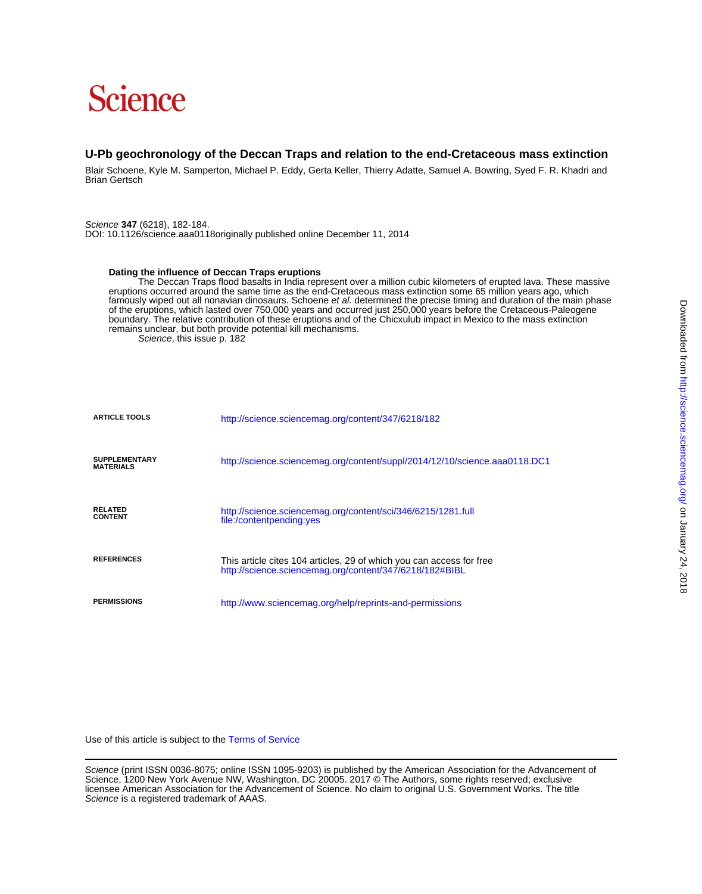Science

## U-Pb geochronology of the Deccan Traps and relation to the end-Cretaceous mass extinction

Blair Schoene, Kyle M. Samperton, Michael P. Eddy, Gerta Keller, Thierry Adatte, Samuel A. Bowring, Syed F. R. Khadri and Brian Gertsch

*Science* **347** (6218), 182-184.
DOI: 10.1126/science.aaa0118originally published online December 11, 2014

**Dating the influence of Deccan Traps eruptions**

The Deccan Traps flood basalts in India represent over a million cubic kilometers of erupted lava. These massive eruptions occurred around the same time as the end-Cretaceous mass extinction some 65 million years ago, which famously wiped out all nonavian dinosaurs. Schoene *et al.* determined the precise timing and duration of the main phase of the eruptions, which lasted over 750,000 years and occurred just 250,000 years before the Cretaceous-Paleogene boundary. The relative contribution of these eruptions and of the Chicxulub impact in Mexico to the mass extinction remains unclear, but both provide potential kill mechanisms.

*Science*, this issue p. 182

| | |
|---|---|
| **ARTICLE TOOLS** | http://science.sciencemag.org/content/347/6218/182 |
| **SUPPLEMENTARY MATERIALS** | http://science.sciencemag.org/content/suppl/2014/12/10/science.aaa0118.DC1 |
| **RELATED CONTENT** | http://science.sciencemag.org/content/sci/346/6215/1281.full file:/contentpending:yes |
| **REFERENCES** | This article cites 104 articles, 29 of which you can access for free http://science.sciencemag.org/content/347/6218/182#BIBL |
| **PERMISSIONS** | http://www.sciencemag.org/help/reprints-and-permissions |

Use of this article is subject to the Terms of Service

*Science* (print ISSN 0036-8075; online ISSN 1095-9203) is published by the American Association for the Advancement of Science, 1200 New York Avenue NW, Washington, DC 20005. 2017 © The Authors, some rights reserved; exclusive licensee American Association for the Advancement of Science. No claim to original U.S. Government Works. The title *Science* is a registered trademark of AAAS.